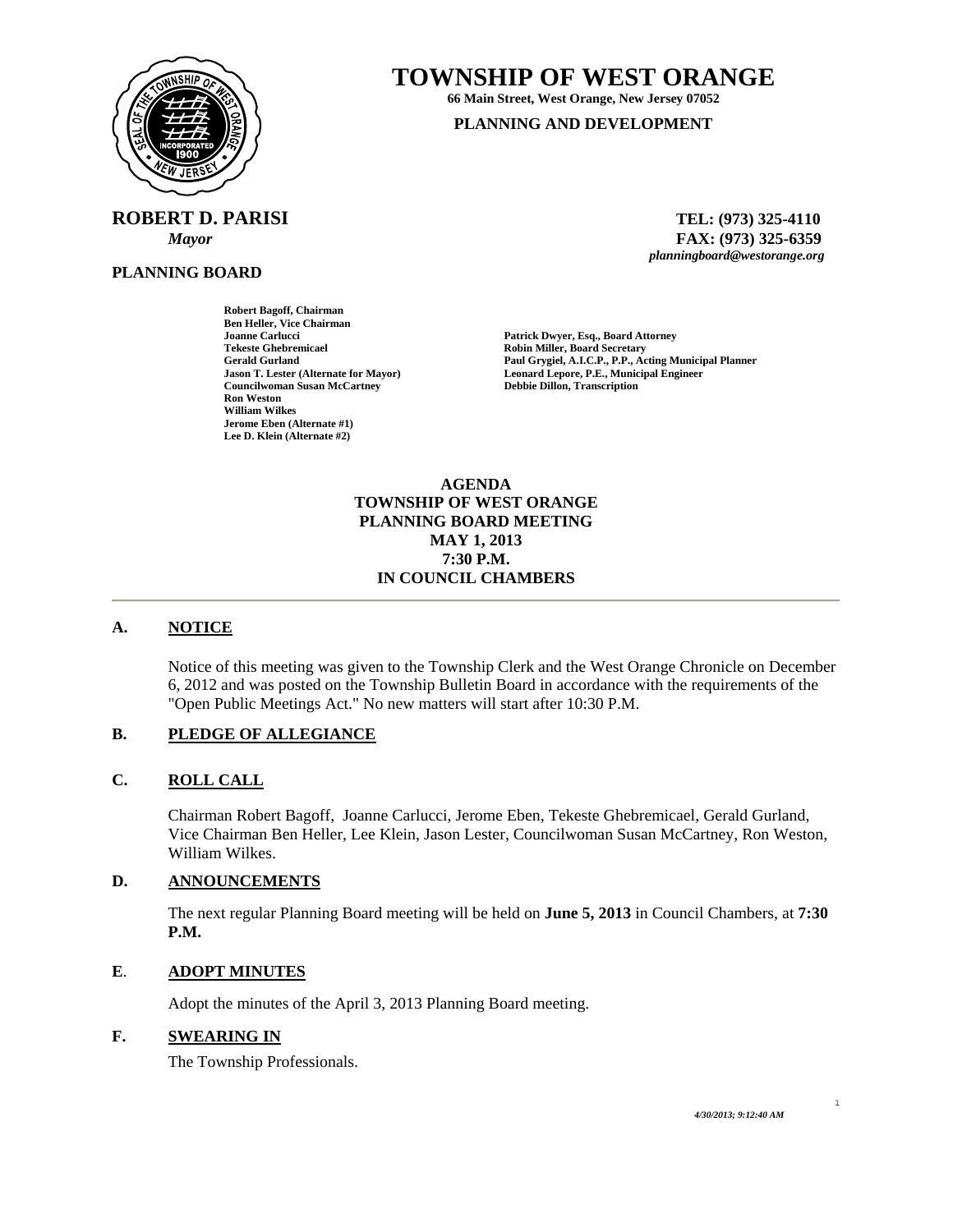# TOWNSHIP OF WEST ORANGE

**66 Main Street, West Orange, New Jersey 07052**

**PLANNING AND DEVELOPMENT**

**ROBERT D. PARISI**
*Mayor*

**TEL: (973) 325-4110**
**FAX: (973) 325-6359**
*planningboard@westorange.org*

**PLANNING BOARD**

**Robert Bagoff, Chairman**
**Ben Heller, Vice Chairman**
**Joanne Carlucci**
**Tekeste Ghebremicael**
**Gerald Gurland**
**Jason T. Lester (Alternate for Mayor)**
**Councilwoman Susan McCartney**
**Ron Weston**
**William Wilkes**
**Jerome Eben (Alternate #1)**
**Lee D. Klein (Alternate #2)**

**Patrick Dwyer, Esq., Board Attorney**
**Robin Miller, Board Secretary**
**Paul Grygiel, A.I.C.P., P.P., Acting Municipal Planner**
**Leonard Lepore, P.E., Municipal Engineer**
**Debbie Dillon, Transcription**

**AGENDA**
**TOWNSHIP OF WEST ORANGE**
**PLANNING BOARD MEETING**
**MAY 1, 2013**
**7:30 P.M.**
**IN COUNCIL CHAMBERS**

---

## A. NOTICE

Notice of this meeting was given to the Township Clerk and the West Orange Chronicle on December 6, 2012 and was posted on the Township Bulletin Board in accordance with the requirements of the "Open Public Meetings Act." No new matters will start after 10:30 P.M.

## B. PLEDGE OF ALLEGIANCE

## C. ROLL CALL

Chairman Robert Bagoff, Joanne Carlucci, Jerome Eben, Tekeste Ghebremicael, Gerald Gurland, Vice Chairman Ben Heller, Lee Klein, Jason Lester, Councilwoman Susan McCartney, Ron Weston, William Wilkes.

## D. ANNOUNCEMENTS

The next regular Planning Board meeting will be held on **June 5, 2013** in Council Chambers, at **7:30 P.M.**

## E. ADOPT MINUTES

Adopt the minutes of the April 3, 2013 Planning Board meeting.

## F. SWEARING IN

The Township Professionals.

*4/30/2013; 9:12:40 AM*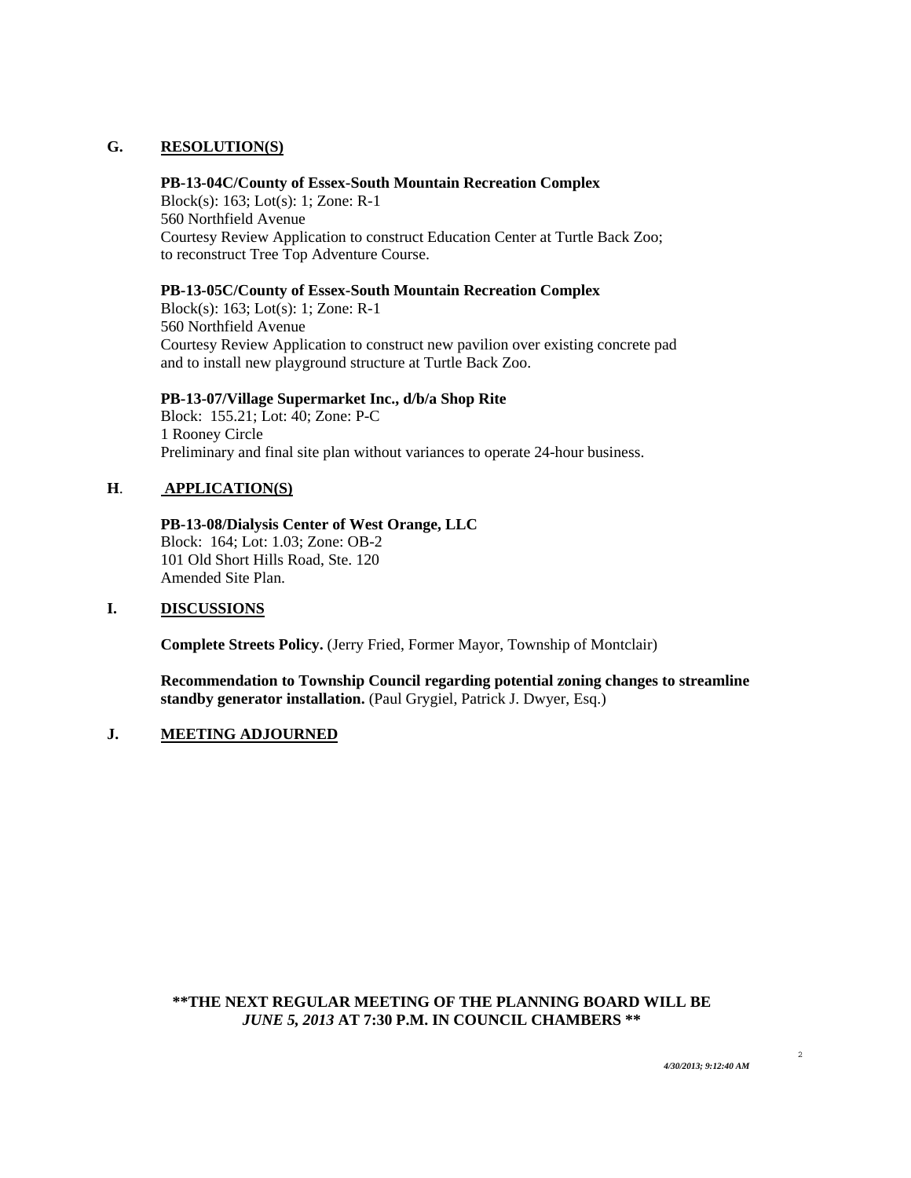## G. RESOLUTION(S)

**PB-13-04C/County of Essex-South Mountain Recreation Complex**
Block(s): 163; Lot(s): 1; Zone: R-1
560 Northfield Avenue
Courtesy Review Application to construct Education Center at Turtle Back Zoo; to reconstruct Tree Top Adventure Course.

**PB-13-05C/County of Essex-South Mountain Recreation Complex**
Block(s): 163; Lot(s): 1; Zone: R-1
560 Northfield Avenue
Courtesy Review Application to construct new pavilion over existing concrete pad and to install new playground structure at Turtle Back Zoo.

**PB-13-07/Village Supermarket Inc., d/b/a Shop Rite**
Block: 155.21; Lot: 40; Zone: P-C
1 Rooney Circle
Preliminary and final site plan without variances to operate 24-hour business.

## H. APPLICATION(S)

**PB-13-08/Dialysis Center of West Orange, LLC**
Block: 164; Lot: 1.03; Zone: OB-2
101 Old Short Hills Road, Ste. 120
Amended Site Plan.

## I. DISCUSSIONS

**Complete Streets Policy.** (Jerry Fried, Former Mayor, Township of Montclair)

**Recommendation to Township Council regarding potential zoning changes to streamline standby generator installation.** (Paul Grygiel, Patrick J. Dwyer, Esq.)

## J. MEETING ADJOURNED

**\*\*THE NEXT REGULAR MEETING OF THE PLANNING BOARD WILL BE *JUNE 5, 2013* AT 7:30 P.M. IN COUNCIL CHAMBERS \*\***

*4/30/2013; 9:12:40 AM*